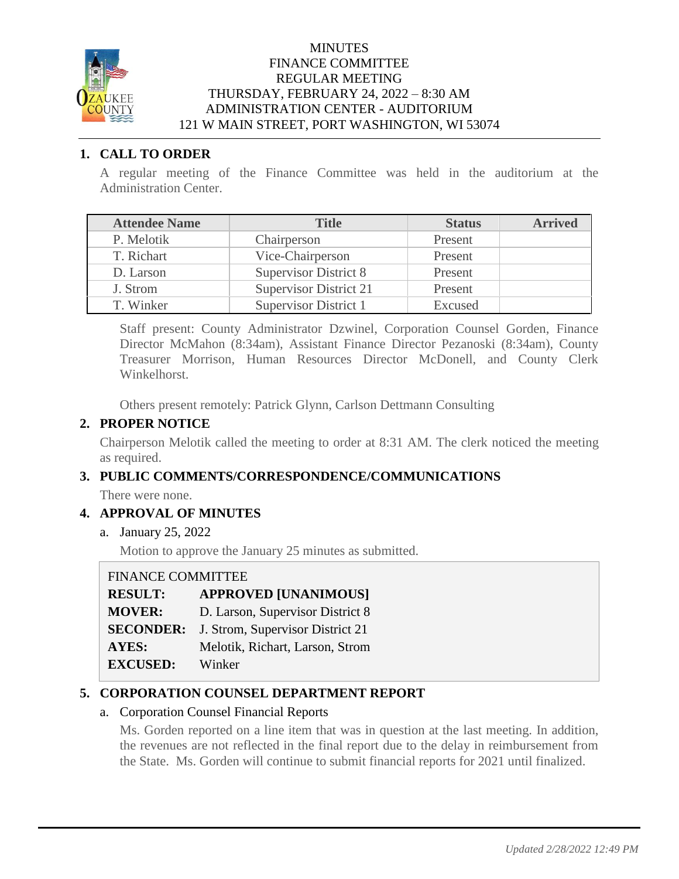MINUTES
FINANCE COMMITTEE
REGULAR MEETING
THURSDAY, FEBRUARY 24, 2022 – 8:30 AM
ADMINISTRATION CENTER - AUDITORIUM
121 W MAIN STREET, PORT WASHINGTON, WI 53074

## 1. CALL TO ORDER

A regular meeting of the Finance Committee was held in the auditorium at the Administration Center.

| Attendee Name | Title | Status | Arrived |
|---|---|---|---|
| P. Melotik | Chairperson | Present | |
| T. Richart | Vice-Chairperson | Present | |
| D. Larson | Supervisor District 8 | Present | |
| J. Strom | Supervisor District 21 | Present | |
| T. Winker | Supervisor District 1 | Excused | |

Staff present: County Administrator Dzwinel, Corporation Counsel Gorden, Finance Director McMahon (8:34am), Assistant Finance Director Pezanoski (8:34am), County Treasurer Morrison, Human Resources Director McDonell, and County Clerk Winkelhorst.

Others present remotely: Patrick Glynn, Carlson Dettmann Consulting

## 2. PROPER NOTICE

Chairperson Melotik called the meeting to order at 8:31 AM. The clerk noticed the meeting as required.

## 3. PUBLIC COMMENTS/CORRESPONDENCE/COMMUNICATIONS

There were none.

## 4. APPROVAL OF MINUTES

a. January 25, 2022

Motion to approve the January 25 minutes as submitted.

FINANCE COMMITTEE
**RESULT:** **APPROVED [UNANIMOUS]**
**MOVER:** D. Larson, Supervisor District 8
**SECONDER:** J. Strom, Supervisor District 21
**AYES:** Melotik, Richart, Larson, Strom
**EXCUSED:** Winker

## 5. CORPORATION COUNSEL DEPARTMENT REPORT

a. Corporation Counsel Financial Reports

Ms. Gorden reported on a line item that was in question at the last meeting. In addition, the revenues are not reflected in the final report due to the delay in reimbursement from the State. Ms. Gorden will continue to submit financial reports for 2021 until finalized.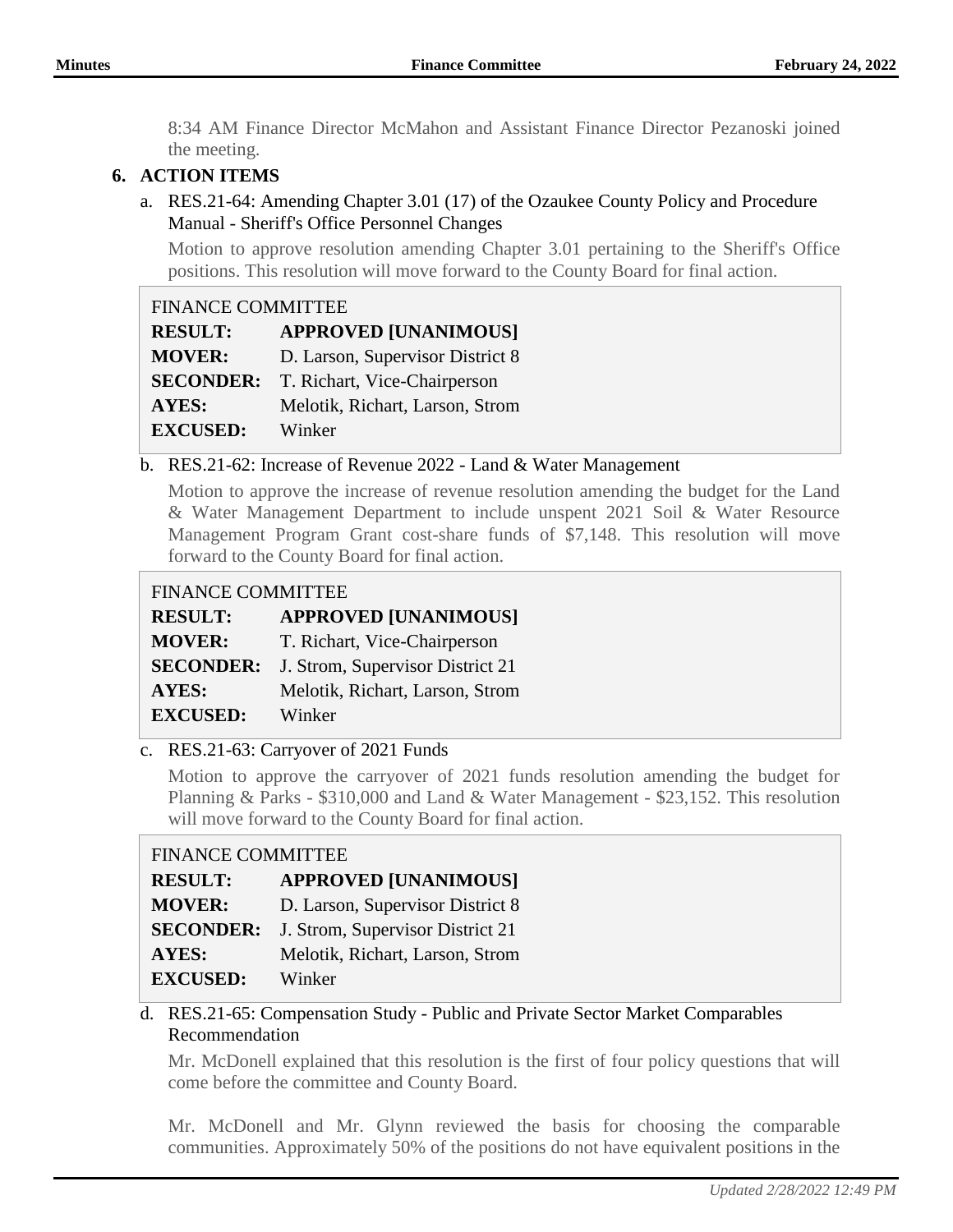8:34 AM Finance Director McMahon and Assistant Finance Director Pezanoski joined the meeting.

## 6. ACTION ITEMS

a. RES.21-64: Amending Chapter 3.01 (17) of the Ozaukee County Policy and Procedure Manual - Sheriff's Office Personnel Changes

Motion to approve resolution amending Chapter 3.01 pertaining to the Sheriff's Office positions. This resolution will move forward to the County Board for final action.

| FINANCE COMMITTEE | |
|---|---|
| **RESULT:** | **APPROVED [UNANIMOUS]** |
| **MOVER:** | D. Larson, Supervisor District 8 |
| **SECONDER:** | T. Richart, Vice-Chairperson |
| **AYES:** | Melotik, Richart, Larson, Strom |
| **EXCUSED:** | Winker |

b. RES.21-62: Increase of Revenue 2022 - Land & Water Management

Motion to approve the increase of revenue resolution amending the budget for the Land & Water Management Department to include unspent 2021 Soil & Water Resource Management Program Grant cost-share funds of $7,148. This resolution will move forward to the County Board for final action.

| FINANCE COMMITTEE | |
|---|---|
| **RESULT:** | **APPROVED [UNANIMOUS]** |
| **MOVER:** | T. Richart, Vice-Chairperson |
| **SECONDER:** | J. Strom, Supervisor District 21 |
| **AYES:** | Melotik, Richart, Larson, Strom |
| **EXCUSED:** | Winker |

c. RES.21-63: Carryover of 2021 Funds

Motion to approve the carryover of 2021 funds resolution amending the budget for Planning & Parks - $310,000 and Land & Water Management - $23,152. This resolution will move forward to the County Board for final action.

| FINANCE COMMITTEE | |
|---|---|
| **RESULT:** | **APPROVED [UNANIMOUS]** |
| **MOVER:** | D. Larson, Supervisor District 8 |
| **SECONDER:** | J. Strom, Supervisor District 21 |
| **AYES:** | Melotik, Richart, Larson, Strom |
| **EXCUSED:** | Winker |

d. RES.21-65: Compensation Study - Public and Private Sector Market Comparables Recommendation

Mr. McDonell explained that this resolution is the first of four policy questions that will come before the committee and County Board.

Mr. McDonell and Mr. Glynn reviewed the basis for choosing the comparable communities. Approximately 50% of the positions do not have equivalent positions in the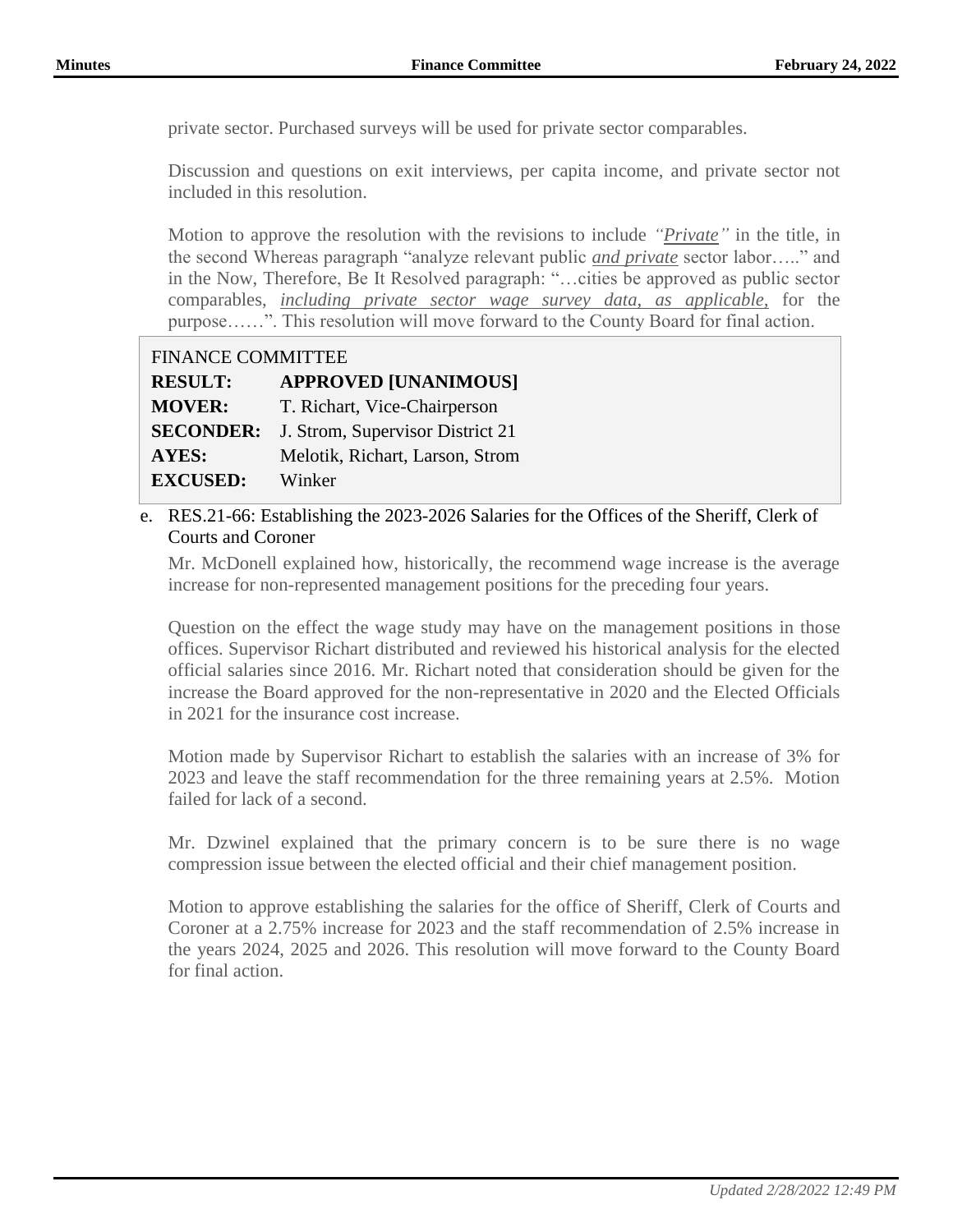private sector. Purchased surveys will be used for private sector comparables.

Discussion and questions on exit interviews, per capita income, and private sector not included in this resolution.

Motion to approve the resolution with the revisions to include *"__Private__"* in the title, in the second Whereas paragraph "analyze relevant public *__and private__* sector labor….." and in the Now, Therefore, Be It Resolved paragraph: "…cities be approved as public sector comparables, *__including private sector wage survey data, as applicable,__* for the purpose……". This resolution will move forward to the County Board for final action.

| FINANCE COMMITTEE | |
|---|---|
| **RESULT:** | **APPROVED [UNANIMOUS]** |
| **MOVER:** | T. Richart, Vice-Chairperson |
| **SECONDER:** | J. Strom, Supervisor District 21 |
| **AYES:** | Melotik, Richart, Larson, Strom |
| **EXCUSED:** | Winker |

e. RES.21-66: Establishing the 2023-2026 Salaries for the Offices of the Sheriff, Clerk of Courts and Coroner

Mr. McDonell explained how, historically, the recommend wage increase is the average increase for non-represented management positions for the preceding four years.

Question on the effect the wage study may have on the management positions in those offices. Supervisor Richart distributed and reviewed his historical analysis for the elected official salaries since 2016. Mr. Richart noted that consideration should be given for the increase the Board approved for the non-representative in 2020 and the Elected Officials in 2021 for the insurance cost increase.

Motion made by Supervisor Richart to establish the salaries with an increase of 3% for 2023 and leave the staff recommendation for the three remaining years at 2.5%. Motion failed for lack of a second.

Mr. Dzwinel explained that the primary concern is to be sure there is no wage compression issue between the elected official and their chief management position.

Motion to approve establishing the salaries for the office of Sheriff, Clerk of Courts and Coroner at a 2.75% increase for 2023 and the staff recommendation of 2.5% increase in the years 2024, 2025 and 2026. This resolution will move forward to the County Board for final action.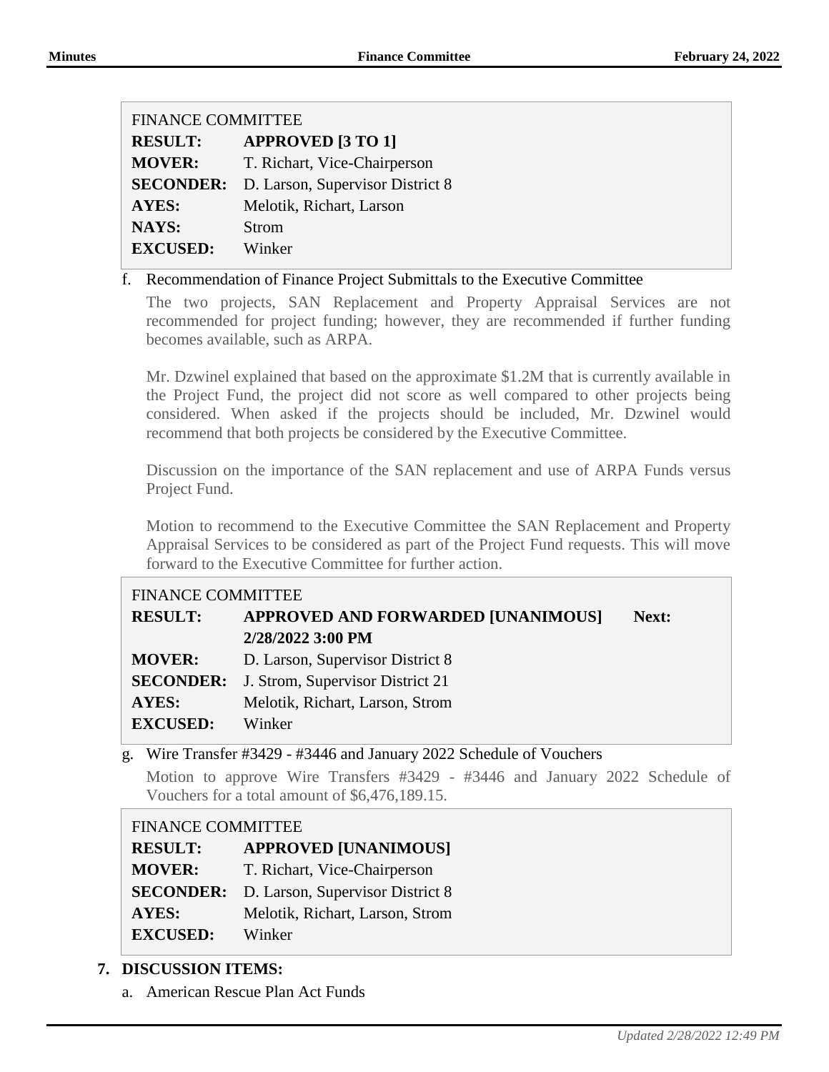| FINANCE COMMITTEE | |
|---|---|
| **RESULT:** | **APPROVED [3 TO 1]** |
| **MOVER:** | T. Richart, Vice-Chairperson |
| **SECONDER:** | D. Larson, Supervisor District 8 |
| **AYES:** | Melotik, Richart, Larson |
| **NAYS:** | Strom |
| **EXCUSED:** | Winker |

f. Recommendation of Finance Project Submittals to the Executive Committee

The two projects, SAN Replacement and Property Appraisal Services are not recommended for project funding; however, they are recommended if further funding becomes available, such as ARPA.

Mr. Dzwinel explained that based on the approximate $1.2M that is currently available in the Project Fund, the project did not score as well compared to other projects being considered. When asked if the projects should be included, Mr. Dzwinel would recommend that both projects be considered by the Executive Committee.

Discussion on the importance of the SAN replacement and use of ARPA Funds versus Project Fund.

Motion to recommend to the Executive Committee the SAN Replacement and Property Appraisal Services to be considered as part of the Project Fund requests. This will move forward to the Executive Committee for further action.

| FINANCE COMMITTEE | |
|---|---|
| **RESULT:** | **APPROVED AND FORWARDED [UNANIMOUS]** **Next: 2/28/2022 3:00 PM** |
| **MOVER:** | D. Larson, Supervisor District 8 |
| **SECONDER:** | J. Strom, Supervisor District 21 |
| **AYES:** | Melotik, Richart, Larson, Strom |
| **EXCUSED:** | Winker |

g. Wire Transfer #3429 - #3446 and January 2022 Schedule of Vouchers

Motion to approve Wire Transfers #3429 - #3446 and January 2022 Schedule of Vouchers for a total amount of $6,476,189.15.

| FINANCE COMMITTEE | |
|---|---|
| **RESULT:** | **APPROVED [UNANIMOUS]** |
| **MOVER:** | T. Richart, Vice-Chairperson |
| **SECONDER:** | D. Larson, Supervisor District 8 |
| **AYES:** | Melotik, Richart, Larson, Strom |
| **EXCUSED:** | Winker |

**7. DISCUSSION ITEMS:**

a. American Rescue Plan Act Funds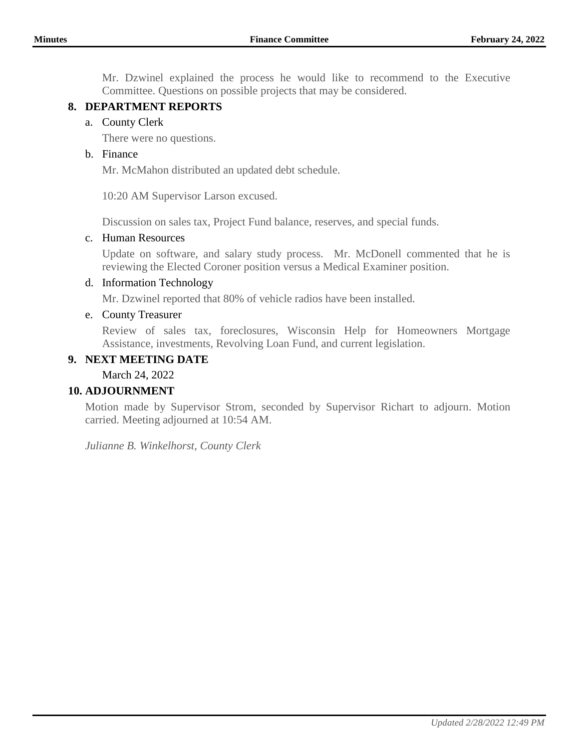Mr. Dzwinel explained the process he would like to recommend to the Executive Committee. Questions on possible projects that may be considered.

## 8. DEPARTMENT REPORTS

a. County Clerk

There were no questions.

b. Finance

Mr. McMahon distributed an updated debt schedule.

10:20 AM Supervisor Larson excused.

Discussion on sales tax, Project Fund balance, reserves, and special funds.

c. Human Resources

Update on software, and salary study process. Mr. McDonell commented that he is reviewing the Elected Coroner position versus a Medical Examiner position.

d. Information Technology

Mr. Dzwinel reported that 80% of vehicle radios have been installed.

e. County Treasurer

Review of sales tax, foreclosures, Wisconsin Help for Homeowners Mortgage Assistance, investments, Revolving Loan Fund, and current legislation.

## 9. NEXT MEETING DATE

March 24, 2022

## 10. ADJOURNMENT

Motion made by Supervisor Strom, seconded by Supervisor Richart to adjourn. Motion carried. Meeting adjourned at 10:54 AM.

*Julianne B. Winkelhorst, County Clerk*

*Updated 2/28/2022 12:49 PM*